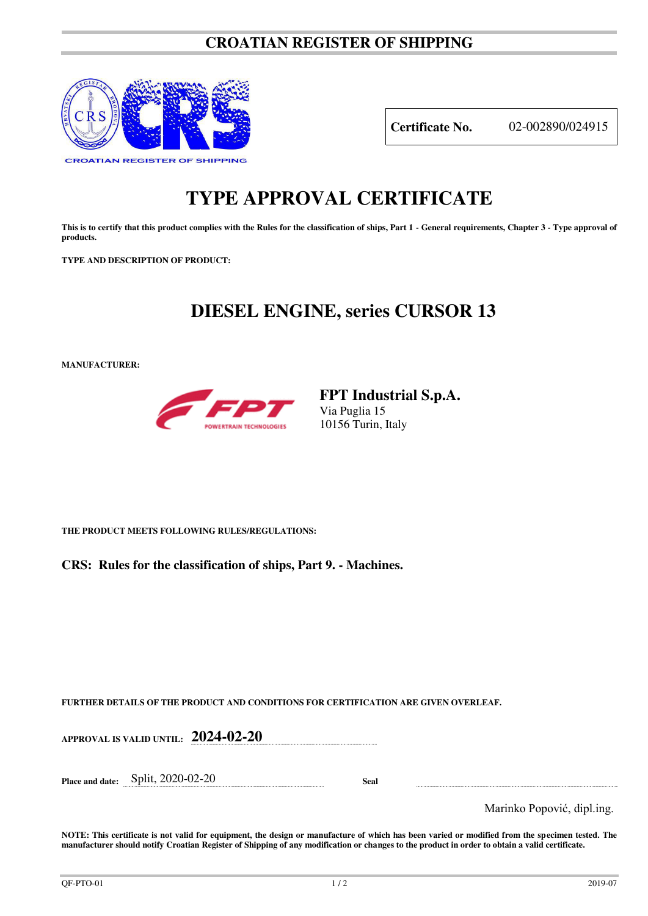# CROATIAN REGISTER OF SHIPPING

CROATIAN REGISTER OF SHIPPING

| **Certificate No.** | 02-002890/024915 |
|---|---|

# TYPE APPROVAL CERTIFICATE

**This is to certify that this product complies with the Rules for the classification of ships, Part 1 - General requirements, Chapter 3 - Type approval of products.**

**TYPE AND DESCRIPTION OF PRODUCT:**

## DIESEL ENGINE, series CURSOR 13

**MANUFACTURER:**

**FPT Industrial S.p.A.**
Via Puglia 15
10156 Turin, Italy

**THE PRODUCT MEETS FOLLOWING RULES/REGULATIONS:**

**CRS: Rules for the classification of ships, Part 9. - Machines.**

**FURTHER DETAILS OF THE PRODUCT AND CONDITIONS FOR CERTIFICATION ARE GIVEN OVERLEAF.**

**APPROVAL IS VALID UNTIL:** **2024-02-20**

**Place and date:** Split, 2020-02-20 **Seal**

Marinko Popović, dipl.ing.

**NOTE: This certificate is not valid for equipment, the design or manufacture of which has been varied or modified from the specimen tested. The manufacturer should notify Croatian Register of Shipping of any modification or changes to the product in order to obtain a valid certificate.**

QF-PTO-01 2019-07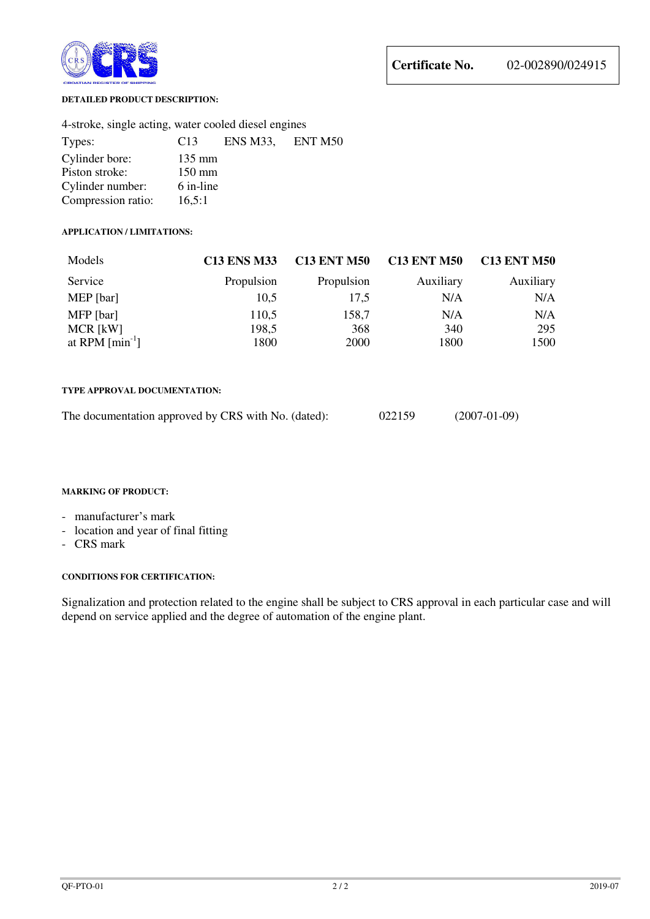**Certificate No.** 02-002890/024915

**DETAILED PRODUCT DESCRIPTION:**

4-stroke, single acting, water cooled diesel engines

| | |
|---|---|
| Types: | C13 ENS M33, ENT M50 |
| Cylinder bore: | 135 mm |
| Piston stroke: | 150 mm |
| Cylinder number: | 6 in-line |
| Compression ratio: | 16,5:1 |

**APPLICATION / LIMITATIONS:**

| Models | C13 ENS M33 | C13 ENT M50 | C13 ENT M50 | C13 ENT M50 |
|---|---|---|---|---|
| Service | Propulsion | Propulsion | Auxiliary | Auxiliary |
| MEP [bar] | 10,5 | 17,5 | N/A | N/A |
| MFP [bar] | 110,5 | 158,7 | N/A | N/A |
| MCR [kW] | 198,5 | 368 | 340 | 295 |
| at RPM [$min^{-1}$] | 1800 | 2000 | 1800 | 1500 |

**TYPE APPROVAL DOCUMENTATION:**

The documentation approved by CRS with No. (dated): 022159 (2007-01-09)

**MARKING OF PRODUCT:**

- manufacturer's mark
- location and year of final fitting
- CRS mark

**CONDITIONS FOR CERTIFICATION:**

Signalization and protection related to the engine shall be subject to CRS approval in each particular case and will depend on service applied and the degree of automation of the engine plant.